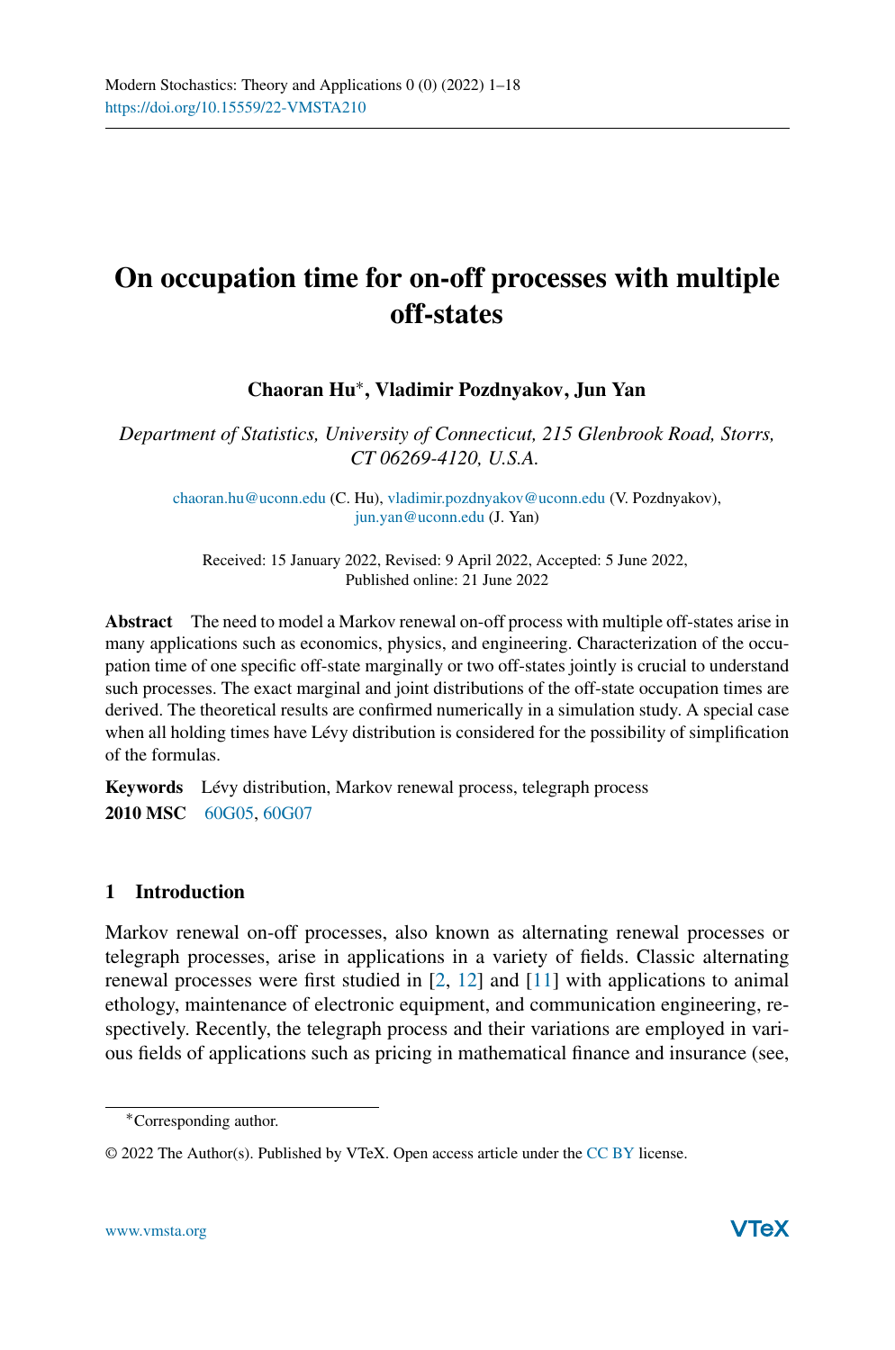# On occupation time for on-off processes with multiple off-states

**Chaoran Hu***, **Vladimir Pozdnyakov**, **Jun Yan**

*Department of Statistics, University of Connecticut, 215 Glenbrook Road, Storrs, CT 06269-4120, U.S.A.*

chaoran.hu@uconn.edu (C. Hu), vladimir.pozdnyakov@uconn.edu (V. Pozdnyakov), jun.yan@uconn.edu (J. Yan)

Received: 15 January 2022, Revised: 9 April 2022, Accepted: 5 June 2022, Published online: 21 June 2022

**Abstract** The need to model a Markov renewal on-off process with multiple off-states arise in many applications such as economics, physics, and engineering. Characterization of the occupation time of one specific off-state marginally or two off-states jointly is crucial to understand such processes. The exact marginal and joint distributions of the off-state occupation times are derived. The theoretical results are confirmed numerically in a simulation study. A special case when all holding times have Lévy distribution is considered for the possibility of simplification of the formulas.

**Keywords** Lévy distribution, Markov renewal process, telegraph process
**2010 MSC** 60G05, 60G07

## 1 Introduction

Markov renewal on-off processes, also known as alternating renewal processes or telegraph processes, arise in applications in a variety of fields. Classic alternating renewal processes were first studied in [2, 12] and [11] with applications to animal ethology, maintenance of electronic equipment, and communication engineering, respectively. Recently, the telegraph process and their variations are employed in various fields of applications such as pricing in mathematical finance and insurance (see,

*Corresponding author.

© 2022 The Author(s). Published by VTeX. Open access article under the CC BY license.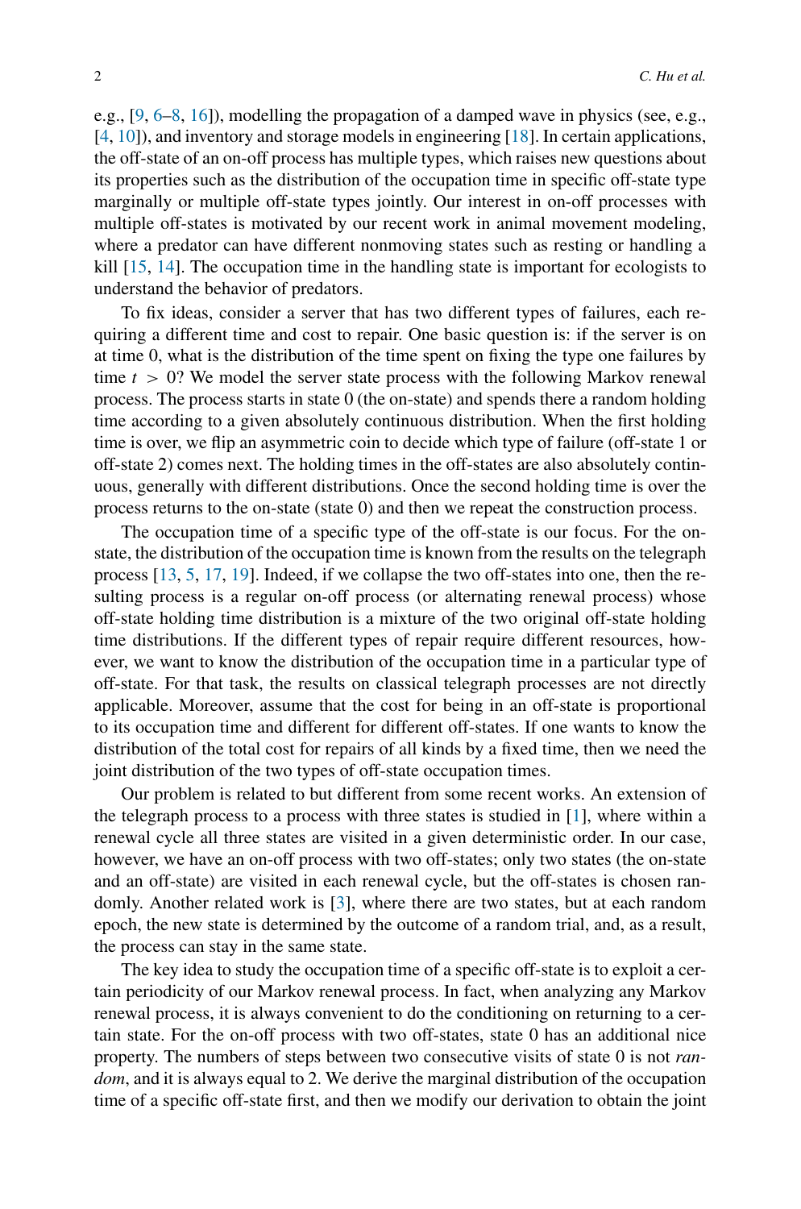e.g., [9, 6–8, 16]), modelling the propagation of a damped wave in physics (see, e.g., [4, 10]), and inventory and storage models in engineering [18]. In certain applications, the off-state of an on-off process has multiple types, which raises new questions about its properties such as the distribution of the occupation time in specific off-state type marginally or multiple off-state types jointly. Our interest in on-off processes with multiple off-states is motivated by our recent work in animal movement modeling, where a predator can have different nonmoving states such as resting or handling a kill [15, 14]. The occupation time in the handling state is important for ecologists to understand the behavior of predators.

To fix ideas, consider a server that has two different types of failures, each requiring a different time and cost to repair. One basic question is: if the server is on at time 0, what is the distribution of the time spent on fixing the type one failures by time $t > 0$? We model the server state process with the following Markov renewal process. The process starts in state 0 (the on-state) and spends there a random holding time according to a given absolutely continuous distribution. When the first holding time is over, we flip an asymmetric coin to decide which type of failure (off-state 1 or off-state 2) comes next. The holding times in the off-states are also absolutely continuous, generally with different distributions. Once the second holding time is over the process returns to the on-state (state 0) and then we repeat the construction process.

The occupation time of a specific type of the off-state is our focus. For the on-state, the distribution of the occupation time is known from the results on the telegraph process [13, 5, 17, 19]. Indeed, if we collapse the two off-states into one, then the resulting process is a regular on-off process (or alternating renewal process) whose off-state holding time distribution is a mixture of the two original off-state holding time distributions. If the different types of repair require different resources, however, we want to know the distribution of the occupation time in a particular type of off-state. For that task, the results on classical telegraph processes are not directly applicable. Moreover, assume that the cost for being in an off-state is proportional to its occupation time and different for different off-states. If one wants to know the distribution of the total cost for repairs of all kinds by a fixed time, then we need the joint distribution of the two types of off-state occupation times.

Our problem is related to but different from some recent works. An extension of the telegraph process to a process with three states is studied in [1], where within a renewal cycle all three states are visited in a given deterministic order. In our case, however, we have an on-off process with two off-states; only two states (the on-state and an off-state) are visited in each renewal cycle, but the off-states is chosen randomly. Another related work is [3], where there are two states, but at each random epoch, the new state is determined by the outcome of a random trial, and, as a result, the process can stay in the same state.

The key idea to study the occupation time of a specific off-state is to exploit a certain periodicity of our Markov renewal process. In fact, when analyzing any Markov renewal process, it is always convenient to do the conditioning on returning to a certain state. For the on-off process with two off-states, state 0 has an additional nice property. The numbers of steps between two consecutive visits of state 0 is not *random*, and it is always equal to 2. We derive the marginal distribution of the occupation time of a specific off-state first, and then we modify our derivation to obtain the joint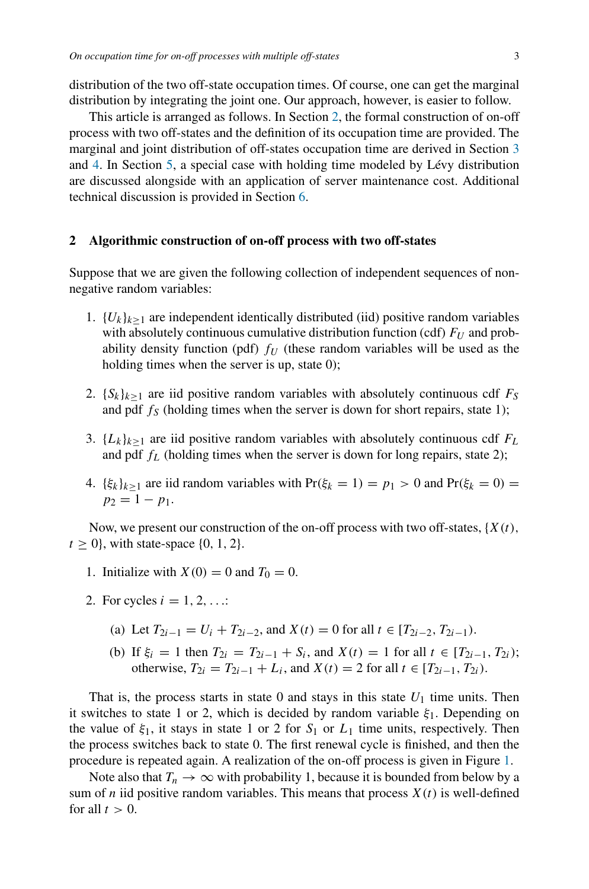distribution of the two off-state occupation times. Of course, one can get the marginal distribution by integrating the joint one. Our approach, however, is easier to follow.

This article is arranged as follows. In Section 2, the formal construction of on-off process with two off-states and the definition of its occupation time are provided. The marginal and joint distribution of off-states occupation time are derived in Section 3 and 4. In Section 5, a special case with holding time modeled by Lévy distribution are discussed alongside with an application of server maintenance cost. Additional technical discussion is provided in Section 6.

## 2 Algorithmic construction of on-off process with two off-states

Suppose that we are given the following collection of independent sequences of non-negative random variables:

1. $\{U_k\}_{k\geq 1}$ are independent identically distributed (iid) positive random variables with absolutely continuous cumulative distribution function (cdf) $F_U$ and probability density function (pdf) $f_U$ (these random variables will be used as the holding times when the server is up, state 0);

2. $\{S_k\}_{k\geq 1}$ are iid positive random variables with absolutely continuous cdf $F_S$ and pdf $f_S$ (holding times when the server is down for short repairs, state 1);

3. $\{L_k\}_{k\geq 1}$ are iid positive random variables with absolutely continuous cdf $F_L$ and pdf $f_L$ (holding times when the server is down for long repairs, state 2);

4. $\{\xi_k\}_{k\geq 1}$ are iid random variables with $\Pr(\xi_k = 1) = p_1 > 0$ and $\Pr(\xi_k = 0) = p_2 = 1 - p_1$.

Now, we present our construction of the on-off process with two off-states, $\{X(t), t \geq 0\}$, with state-space $\{0, 1, 2\}$.

1. Initialize with $X(0) = 0$ and $T_0 = 0$.

2. For cycles $i = 1, 2, \ldots$:

   (a) Let $T_{2i-1} = U_i + T_{2i-2}$, and $X(t) = 0$ for all $t \in [T_{2i-2}, T_{2i-1})$.

   (b) If $\xi_i = 1$ then $T_{2i} = T_{2i-1} + S_i$, and $X(t) = 1$ for all $t \in [T_{2i-1}, T_{2i})$; otherwise, $T_{2i} = T_{2i-1} + L_i$, and $X(t) = 2$ for all $t \in [T_{2i-1}, T_{2i})$.

That is, the process starts in state 0 and stays in this state $U_1$ time units. Then it switches to state 1 or 2, which is decided by random variable $\xi_1$. Depending on the value of $\xi_1$, it stays in state 1 or 2 for $S_1$ or $L_1$ time units, respectively. Then the process switches back to state 0. The first renewal cycle is finished, and then the procedure is repeated again. A realization of the on-off process is given in Figure 1.

Note also that $T_n \to \infty$ with probability 1, because it is bounded from below by a sum of $n$ iid positive random variables. This means that process $X(t)$ is well-defined for all $t > 0$.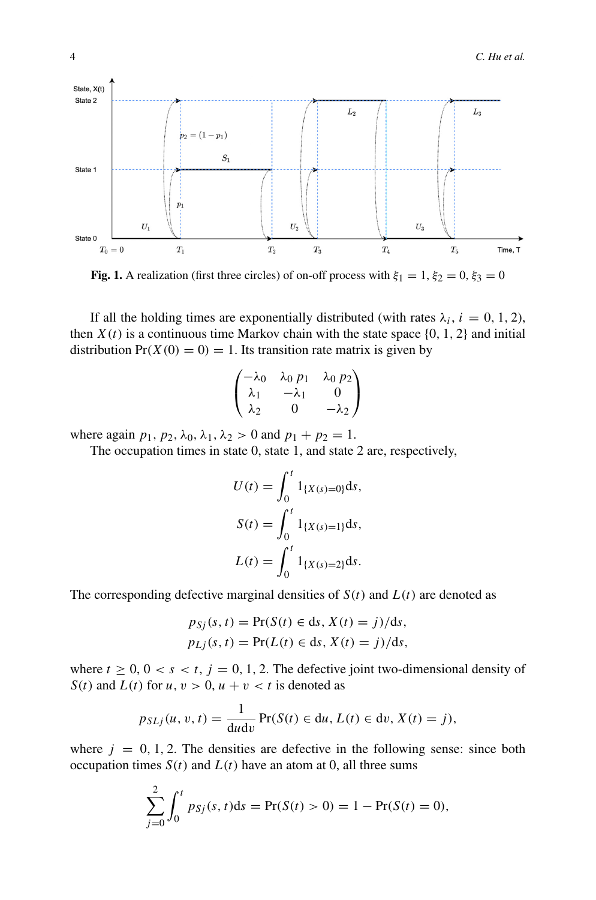Fig. 1. A realization (first three circles) of on-off process with $\xi_1 = 1, \xi_2 = 0, \xi_3 = 0$

If all the holding times are exponentially distributed (with rates $\lambda_i$, $i = 0, 1, 2$), then $X(t)$ is a continuous time Markov chain with the state space $\{0, 1, 2\}$ and initial distribution $\Pr(X(0) = 0) = 1$. Its transition rate matrix is given by

$$\begin{pmatrix} -\lambda_0 & \lambda_0 p_1 & \lambda_0 p_2 \\ \lambda_1 & -\lambda_1 & 0 \\ \lambda_2 & 0 & -\lambda_2 \end{pmatrix}$$

where again $p_1, p_2, \lambda_0, \lambda_1, \lambda_2 > 0$ and $p_1 + p_2 = 1$.

The occupation times in state 0, state 1, and state 2 are, respectively,

$$U(t) = \int_0^t 1_{\{X(s)=0\}} \mathrm{d}s,$$

$$S(t) = \int_0^t 1_{\{X(s)=1\}} \mathrm{d}s,$$

$$L(t) = \int_0^t 1_{\{X(s)=2\}} \mathrm{d}s.$$

The corresponding defective marginal densities of $S(t)$ and $L(t)$ are denoted as

$$p_{Sj}(s, t) = \Pr(S(t) \in \mathrm{d}s, X(t) = j)/\mathrm{d}s,$$
$$p_{Lj}(s, t) = \Pr(L(t) \in \mathrm{d}s, X(t) = j)/\mathrm{d}s,$$

where $t \geq 0$, $0 < s < t$, $j = 0, 1, 2$. The defective joint two-dimensional density of $S(t)$ and $L(t)$ for $u, v > 0$, $u + v < t$ is denoted as

$$p_{SLj}(u, v, t) = \frac{1}{\mathrm{d}u\mathrm{d}v} \Pr(S(t) \in \mathrm{d}u, L(t) \in \mathrm{d}v, X(t) = j),$$

where $j = 0, 1, 2$. The densities are defective in the following sense: since both occupation times $S(t)$ and $L(t)$ have an atom at 0, all three sums

$$\sum_{j=0}^{2} \int_0^t p_{Sj}(s, t)\mathrm{d}s = \Pr(S(t) > 0) = 1 - \Pr(S(t) = 0),$$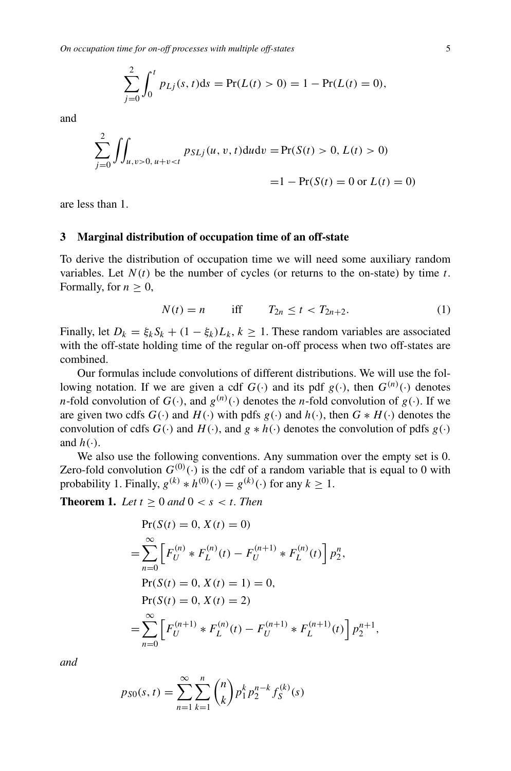$$\sum_{j=0}^{2} \int_0^t p_{Lj}(s,t)\mathrm{d}s = \Pr(L(t) > 0) = 1 - \Pr(L(t) = 0),$$

and

$$\sum_{j=0}^{2} \iint_{u,v>0,\, u+v<t} p_{SLj}(u,v,t)\mathrm{d}u\mathrm{d}v = \Pr(S(t) > 0, L(t) > 0)$$
$$= 1 - \Pr(S(t) = 0 \text{ or } L(t) = 0)$$

are less than 1.

## 3 Marginal distribution of occupation time of an off-state

To derive the distribution of occupation time we will need some auxiliary random variables. Let $N(t)$ be the number of cycles (or returns to the on-state) by time $t$. Formally, for $n \geq 0$,

$$N(t) = n \qquad \text{iff} \qquad T_{2n} \leq t < T_{2n+2}. \tag{1}$$

Finally, let $D_k = \xi_k S_k + (1 - \xi_k) L_k$, $k \geq 1$. These random variables are associated with the off-state holding time of the regular on-off process when two off-states are combined.

Our formulas include convolutions of different distributions. We will use the following notation. If we are given a cdf $G(\cdot)$ and its pdf $g(\cdot)$, then $G^{(n)}(\cdot)$ denotes $n$-fold convolution of $G(\cdot)$, and $g^{(n)}(\cdot)$ denotes the $n$-fold convolution of $g(\cdot)$. If we are given two cdfs $G(\cdot)$ and $H(\cdot)$ with pdfs $g(\cdot)$ and $h(\cdot)$, then $G * H(\cdot)$ denotes the convolution of cdfs $G(\cdot)$ and $H(\cdot)$, and $g * h(\cdot)$ denotes the convolution of pdfs $g(\cdot)$ and $h(\cdot)$.

We also use the following conventions. Any summation over the empty set is 0. Zero-fold convolution $G^{(0)}(\cdot)$ is the cdf of a random variable that is equal to 0 with probability 1. Finally, $g^{(k)} * h^{(0)}(\cdot) = g^{(k)}(\cdot)$ for any $k \geq 1$.

**Theorem 1.** *Let $t \geq 0$ and $0 < s < t$. Then*

$$\Pr(S(t) = 0, X(t) = 0)$$
$$= \sum_{n=0}^{\infty} \left[ F_U^{(n)} * F_L^{(n)}(t) - F_U^{(n+1)} * F_L^{(n)}(t) \right] p_2^n,$$
$$\Pr(S(t) = 0, X(t) = 1) = 0,$$
$$\Pr(S(t) = 0, X(t) = 2)$$
$$= \sum_{n=0}^{\infty} \left[ F_U^{(n+1)} * F_L^{(n)}(t) - F_U^{(n+1)} * F_L^{(n+1)}(t) \right] p_2^{n+1},$$

*and*

$$p_{S0}(s,t) = \sum_{n=1}^{\infty} \sum_{k=1}^{n} \binom{n}{k} p_1^k p_2^{n-k} f_S^{(k)}(s)$$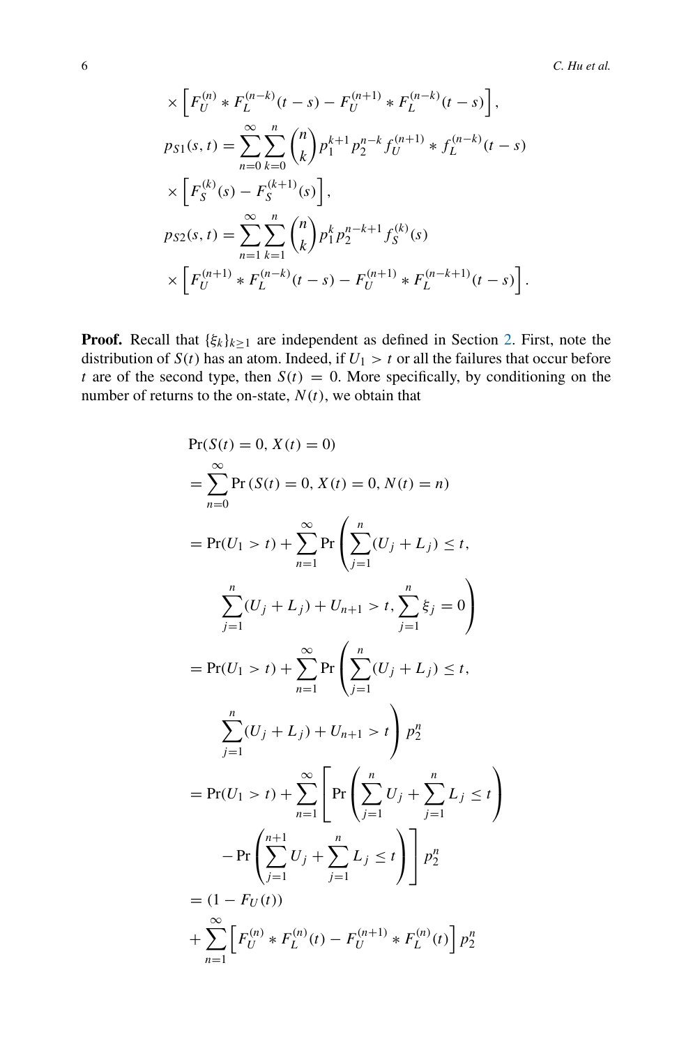$$
\times \left[ F_U^{(n)} * F_L^{(n-k)}(t-s) - F_U^{(n+1)} * F_L^{(n-k)}(t-s) \right],
$$

$$
p_{S1}(s,t) = \sum_{n=0}^{\infty} \sum_{k=0}^{n} \binom{n}{k} p_1^{k+1} p_2^{n-k} f_U^{(n+1)} * f_L^{(n-k)}(t-s)
$$

$$
\times \left[ F_S^{(k)}(s) - F_S^{(k+1)}(s) \right],
$$

$$
p_{S2}(s,t) = \sum_{n=1}^{\infty} \sum_{k=1}^{n} \binom{n}{k} p_1^{k} p_2^{n-k+1} f_S^{(k)}(s)
$$

$$
\times \left[ F_U^{(n+1)} * F_L^{(n-k)}(t-s) - F_U^{(n+1)} * F_L^{(n-k+1)}(t-s) \right].
$$

**Proof.** Recall that $\{\xi_k\}_{k \geq 1}$ are independent as defined in Section 2. First, note the distribution of $S(t)$ has an atom. Indeed, if $U_1 > t$ or all the failures that occur before $t$ are of the second type, then $S(t) = 0$. More specifically, by conditioning on the number of returns to the on-state, $N(t)$, we obtain that

$$
\begin{aligned}
&\Pr(S(t) = 0, X(t) = 0) \\
&= \sum_{n=0}^{\infty} \Pr\left(S(t) = 0, X(t) = 0, N(t) = n\right) \\
&= \Pr(U_1 > t) + \sum_{n=1}^{\infty} \Pr\left( \sum_{j=1}^{n} (U_j + L_j) \leq t, \right. \\
&\qquad \left. \sum_{j=1}^{n} (U_j + L_j) + U_{n+1} > t, \sum_{j=1}^{n} \xi_j = 0 \right) \\
&= \Pr(U_1 > t) + \sum_{n=1}^{\infty} \Pr\left( \sum_{j=1}^{n} (U_j + L_j) \leq t, \right. \\
&\qquad \left. \sum_{j=1}^{n} (U_j + L_j) + U_{n+1} > t \right) p_2^n \\
&= \Pr(U_1 > t) + \sum_{n=1}^{\infty} \left[ \Pr\left( \sum_{j=1}^{n} U_j + \sum_{j=1}^{n} L_j \leq t \right) \right. \\
&\qquad \left. - \Pr\left( \sum_{j=1}^{n+1} U_j + \sum_{j=1}^{n} L_j \leq t \right) \right] p_2^n \\
&= (1 - F_U(t)) \\
&\quad + \sum_{n=1}^{\infty} \left[ F_U^{(n)} * F_L^{(n)}(t) - F_U^{(n+1)} * F_L^{(n)}(t) \right] p_2^n
\end{aligned}
$$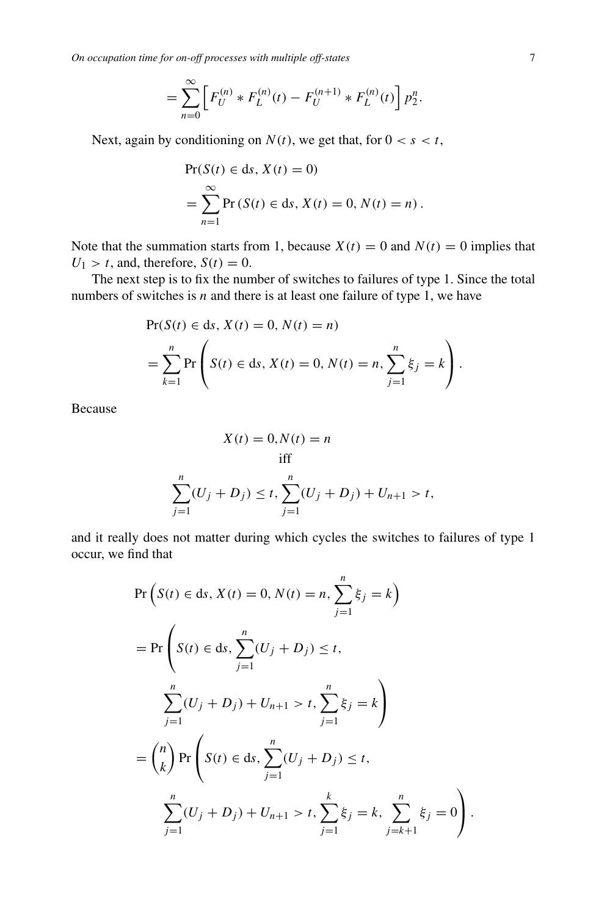$$= \sum_{n=0}^{\infty} \left[ F_U^{(n)} * F_L^{(n)}(t) - F_U^{(n+1)} * F_L^{(n)}(t) \right] p_2^n.$$

Next, again by conditioning on $N(t)$, we get that, for $0 < s < t$,

$$\Pr(S(t) \in \mathrm{d}s, X(t) = 0) = \sum_{n=1}^{\infty} \Pr\left(S(t) \in \mathrm{d}s, X(t) = 0, N(t) = n\right).$$

Note that the summation starts from 1, because $X(t) = 0$ and $N(t) = 0$ implies that $U_1 > t$, and, therefore, $S(t) = 0$.

The next step is to fix the number of switches to failures of type 1. Since the total numbers of switches is $n$ and there is at least one failure of type 1, we have

$$\Pr(S(t) \in \mathrm{d}s, X(t) = 0, N(t) = n) = \sum_{k=1}^{n} \Pr\left( S(t) \in \mathrm{d}s, X(t) = 0, N(t) = n, \sum_{j=1}^{n} \xi_j = k \right).$$

Because

$$X(t) = 0, N(t) = n$$
$$\text{iff}$$
$$\sum_{j=1}^{n}(U_j + D_j) \leq t, \sum_{j=1}^{n}(U_j + D_j) + U_{n+1} > t,$$

and it really does not matter during which cycles the switches to failures of type 1 occur, we find that

$$\begin{aligned}
&\Pr\left(S(t) \in \mathrm{d}s, X(t) = 0, N(t) = n, \sum_{j=1}^{n} \xi_j = k\right) \\
&= \Pr\left( S(t) \in \mathrm{d}s, \sum_{j=1}^{n}(U_j + D_j) \leq t, \right. \\
&\qquad \left. \sum_{j=1}^{n}(U_j + D_j) + U_{n+1} > t, \sum_{j=1}^{n} \xi_j = k \right) \\
&= \binom{n}{k} \Pr\left( S(t) \in \mathrm{d}s, \sum_{j=1}^{n}(U_j + D_j) \leq t, \right. \\
&\qquad \left. \sum_{j=1}^{n}(U_j + D_j) + U_{n+1} > t, \sum_{j=1}^{k} \xi_j = k, \sum_{j=k+1}^{n} \xi_j = 0 \right).
\end{aligned}$$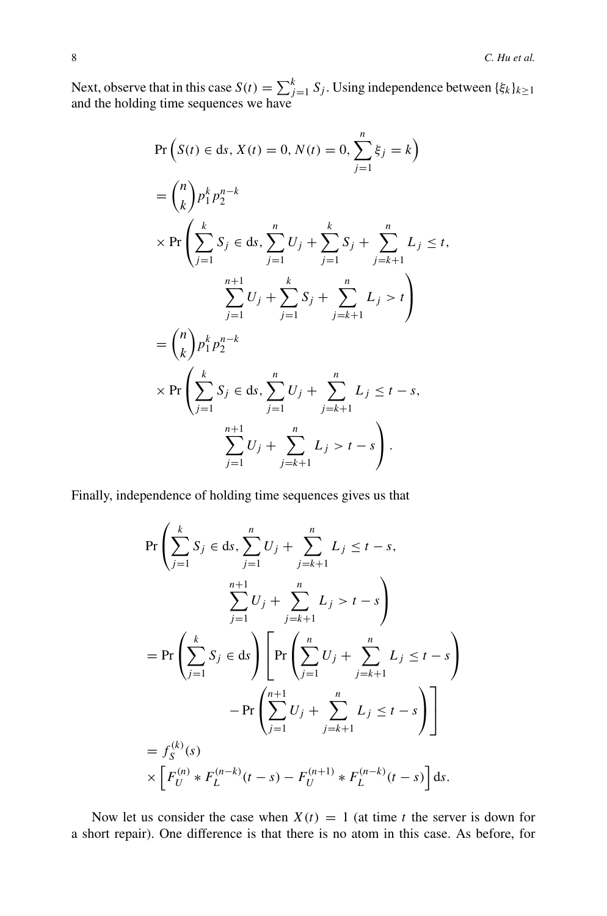Next, observe that in this case $S(t) = \sum_{j=1}^{k} S_j$. Using independence between $\{\xi_k\}_{k\geq 1}$ and the holding time sequences we have

$$
\begin{aligned}
&\Pr\left(S(t) \in \mathrm{d}s, X(t) = 0, N(t) = 0, \sum_{j=1}^{n} \xi_j = k\right) \\
&= \binom{n}{k} p_1^k p_2^{n-k} \\
&\times \Pr\left(\sum_{j=1}^{k} S_j \in \mathrm{d}s, \sum_{j=1}^{n} U_j + \sum_{j=1}^{k} S_j + \sum_{j=k+1}^{n} L_j \leq t,\right. \\
&\qquad\qquad \left. \sum_{j=1}^{n+1} U_j + \sum_{j=1}^{k} S_j + \sum_{j=k+1}^{n} L_j > t\right) \\
&= \binom{n}{k} p_1^k p_2^{n-k} \\
&\times \Pr\left(\sum_{j=1}^{k} S_j \in \mathrm{d}s, \sum_{j=1}^{n} U_j + \sum_{j=k+1}^{n} L_j \leq t - s,\right. \\
&\qquad\qquad \left. \sum_{j=1}^{n+1} U_j + \sum_{j=k+1}^{n} L_j > t - s\right).
\end{aligned}
$$

Finally, independence of holding time sequences gives us that

$$
\begin{aligned}
&\Pr\left(\sum_{j=1}^{k} S_j \in \mathrm{d}s, \sum_{j=1}^{n} U_j + \sum_{j=k+1}^{n} L_j \leq t - s,\right. \\
&\qquad\qquad \left. \sum_{j=1}^{n+1} U_j + \sum_{j=k+1}^{n} L_j > t - s\right) \\
&= \Pr\left(\sum_{j=1}^{k} S_j \in \mathrm{d}s\right) \left[\Pr\left(\sum_{j=1}^{n} U_j + \sum_{j=k+1}^{n} L_j \leq t - s\right)\right. \\
&\qquad\qquad \left. - \Pr\left(\sum_{j=1}^{n+1} U_j + \sum_{j=k+1}^{n} L_j \leq t - s\right)\right] \\
&= f_S^{(k)}(s) \\
&\times \left[F_U^{(n)} * F_L^{(n-k)}(t - s) - F_U^{(n+1)} * F_L^{(n-k)}(t - s)\right] \mathrm{d}s.
\end{aligned}
$$

Now let us consider the case when $X(t) = 1$ (at time $t$ the server is down for a short repair). One difference is that there is no atom in this case. As before, for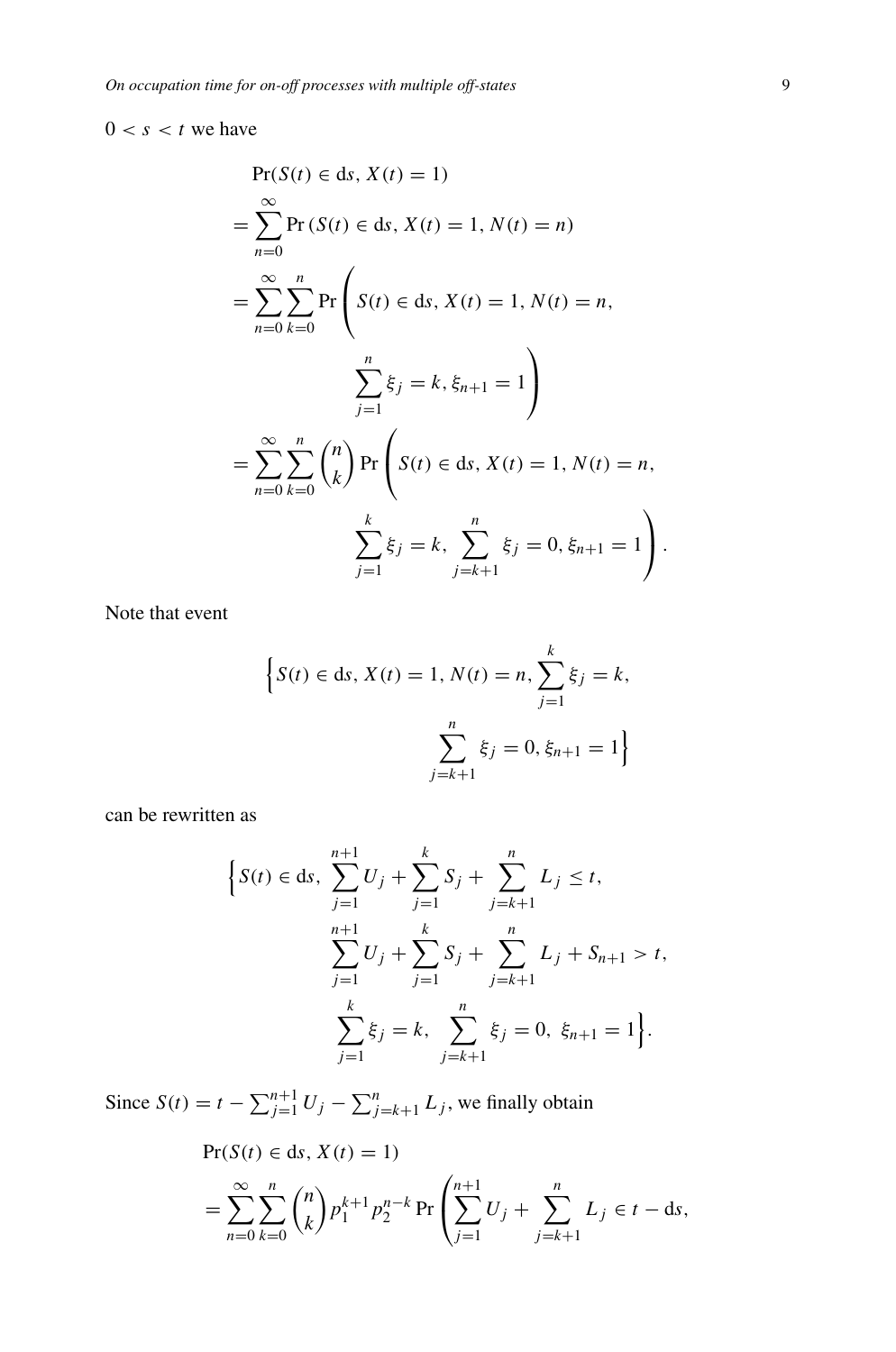$0 < s < t$ we have

$$
\begin{aligned}
&\Pr(S(t) \in \mathrm{d}s, X(t) = 1) \\
&= \sum_{n=0}^{\infty} \Pr\left(S(t) \in \mathrm{d}s, X(t) = 1, N(t) = n\right) \\
&= \sum_{n=0}^{\infty} \sum_{k=0}^{n} \Pr\left( S(t) \in \mathrm{d}s, X(t) = 1, N(t) = n, \right. \\
&\qquad\qquad \left. \sum_{j=1}^{n} \xi_j = k, \xi_{n+1} = 1 \right) \\
&= \sum_{n=0}^{\infty} \sum_{k=0}^{n} \binom{n}{k} \Pr\left( S(t) \in \mathrm{d}s, X(t) = 1, N(t) = n, \right. \\
&\qquad\qquad \left. \sum_{j=1}^{k} \xi_j = k, \ \sum_{j=k+1}^{n} \xi_j = 0, \xi_{n+1} = 1 \right).
\end{aligned}
$$

Note that event

$$
\Big\{ S(t) \in \mathrm{d}s, X(t) = 1, N(t) = n, \sum_{j=1}^{k} \xi_j = k, \sum_{j=k+1}^{n} \xi_j = 0, \xi_{n+1} = 1 \Big\}
$$

can be rewritten as

$$
\begin{aligned}
\Big\{ S(t) \in \mathrm{d}s, \ &\sum_{j=1}^{n+1} U_j + \sum_{j=1}^{k} S_j + \sum_{j=k+1}^{n} L_j \le t, \\
&\sum_{j=1}^{n+1} U_j + \sum_{j=1}^{k} S_j + \sum_{j=k+1}^{n} L_j + S_{n+1} > t, \\
&\sum_{j=1}^{k} \xi_j = k, \ \sum_{j=k+1}^{n} \xi_j = 0, \ \xi_{n+1} = 1 \Big\}.
\end{aligned}
$$

Since $S(t) = t - \sum_{j=1}^{n+1} U_j - \sum_{j=k+1}^{n} L_j$, we finally obtain

$$
\begin{aligned}
&\Pr(S(t) \in \mathrm{d}s, X(t) = 1) \\
&= \sum_{n=0}^{\infty} \sum_{k=0}^{n} \binom{n}{k} p_1^{k+1} p_2^{n-k} \Pr\left( \sum_{j=1}^{n+1} U_j + \sum_{j=k+1}^{n} L_j \in t - \mathrm{d}s, \right.
\end{aligned}
$$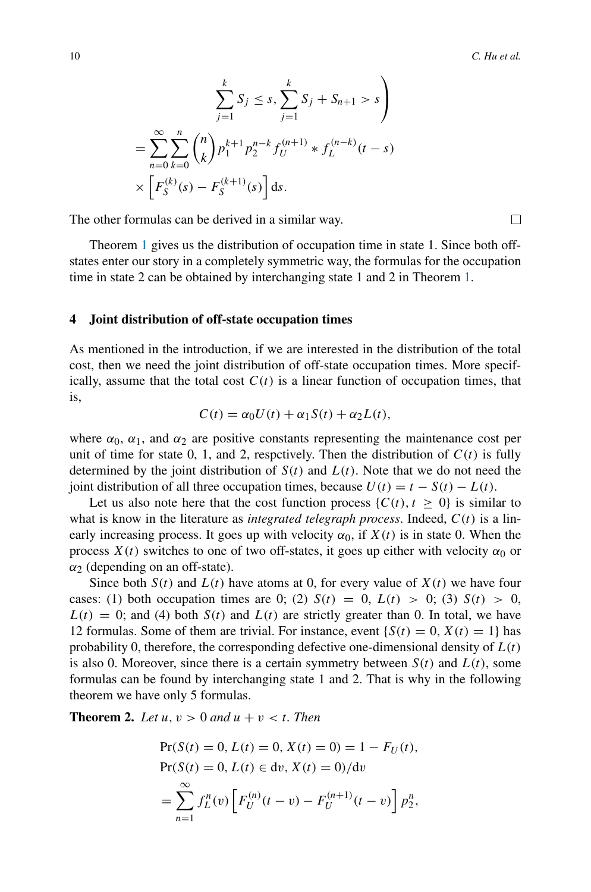$$
\left. \sum_{j=1}^{k} S_j \le s, \sum_{j=1}^{k} S_j + S_{n+1} > s \right)
$$

$$
= \sum_{n=0}^{\infty} \sum_{k=0}^{n} \binom{n}{k} p_1^{k+1} p_2^{n-k} f_U^{(n+1)} * f_L^{(n-k)}(t-s)
$$

$$
\times \left[ F_S^{(k)}(s) - F_S^{(k+1)}(s) \right] \mathrm{d}s.
$$

The other formulas can be derived in a similar way. □

Theorem 1 gives us the distribution of occupation time in state 1. Since both off-states enter our story in a completely symmetric way, the formulas for the occupation time in state 2 can be obtained by interchanging state 1 and 2 in Theorem 1.

## 4 Joint distribution of off-state occupation times

As mentioned in the introduction, if we are interested in the distribution of the total cost, then we need the joint distribution of off-state occupation times. More specifically, assume that the total cost $C(t)$ is a linear function of occupation times, that is,

$$
C(t) = \alpha_0 U(t) + \alpha_1 S(t) + \alpha_2 L(t),
$$

where $\alpha_0$, $\alpha_1$, and $\alpha_2$ are positive constants representing the maintenance cost per unit of time for state 0, 1, and 2, respctively. Then the distribution of $C(t)$ is fully determined by the joint distribution of $S(t)$ and $L(t)$. Note that we do not need the joint distribution of all three occupation times, because $U(t) = t - S(t) - L(t)$.

Let us also note here that the cost function process $\{C(t), t \ge 0\}$ is similar to what is know in the literature as *integrated telegraph process*. Indeed, $C(t)$ is a linearly increasing process. It goes up with velocity $\alpha_0$, if $X(t)$ is in state 0. When the process $X(t)$ switches to one of two off-states, it goes up either with velocity $\alpha_0$ or $\alpha_2$ (depending on an off-state).

Since both $S(t)$ and $L(t)$ have atoms at 0, for every value of $X(t)$ we have four cases: (1) both occupation times are 0; (2) $S(t) = 0$, $L(t) > 0$; (3) $S(t) > 0$, $L(t) = 0$; and (4) both $S(t)$ and $L(t)$ are strictly greater than 0. In total, we have 12 formulas. Some of them are trivial. For instance, event $\{S(t) = 0, X(t) = 1\}$ has probability 0, therefore, the corresponding defective one-dimensional density of $L(t)$ is also 0. Moreover, since there is a certain symmetry between $S(t)$ and $L(t)$, some formulas can be found by interchanging state 1 and 2. That is why in the following theorem we have only 5 formulas.

**Theorem 2.** *Let $u, v > 0$ and $u + v < t$. Then*

$$
\Pr(S(t) = 0, L(t) = 0, X(t) = 0) = 1 - F_U(t),
$$

$$
\Pr(S(t) = 0, L(t) \in \mathrm{d}v, X(t) = 0)/\mathrm{d}v
$$

$$
= \sum_{n=1}^{\infty} f_L^{n}(v) \left[ F_U^{(n)}(t-v) - F_U^{(n+1)}(t-v) \right] p_2^{n},
$$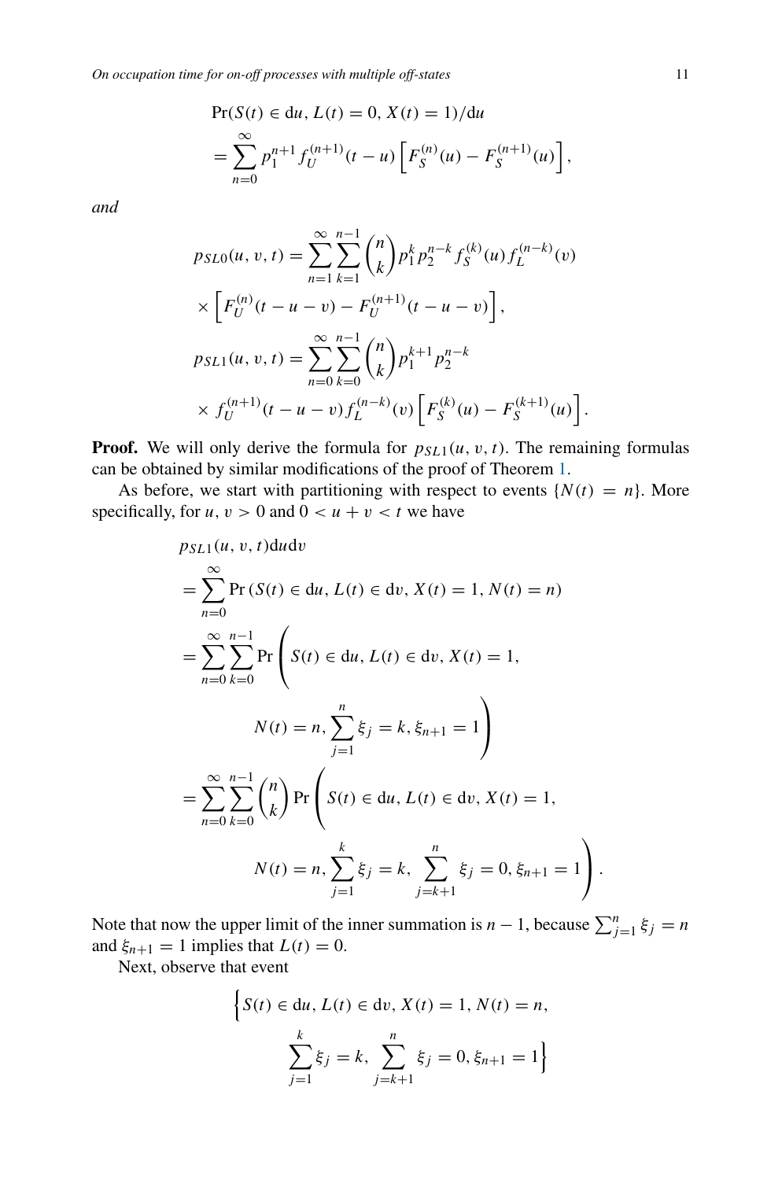$$
\begin{aligned}
&\Pr(S(t) \in \mathrm{d}u, L(t) = 0, X(t) = 1)/\mathrm{d}u \\
&= \sum_{n=0}^{\infty} p_1^{n+1} f_U^{(n+1)}(t-u) \left[ F_S^{(n)}(u) - F_S^{(n+1)}(u) \right],
\end{aligned}
$$

*and*

$$
\begin{aligned}
p_{SL0}(u, v, t) &= \sum_{n=1}^{\infty} \sum_{k=1}^{n-1} \binom{n}{k} p_1^k p_2^{n-k} f_S^{(k)}(u) f_L^{(n-k)}(v) \\
&\times \left[ F_U^{(n)}(t-u-v) - F_U^{(n+1)}(t-u-v) \right], \\
p_{SL1}(u, v, t) &= \sum_{n=0}^{\infty} \sum_{k=0}^{n-1} \binom{n}{k} p_1^{k+1} p_2^{n-k} \\
&\times f_U^{(n+1)}(t-u-v) f_L^{(n-k)}(v) \left[ F_S^{(k)}(u) - F_S^{(k+1)}(u) \right].
\end{aligned}
$$

**Proof.** We will only derive the formula for $p_{SL1}(u, v, t)$. The remaining formulas can be obtained by similar modifications of the proof of Theorem 1.

As before, we start with partitioning with respect to events $\{N(t) = n\}$. More specifically, for $u, v > 0$ and $0 < u + v < t$ we have

$$
\begin{aligned}
&p_{SL1}(u, v, t)\mathrm{d}u\mathrm{d}v \\
&= \sum_{n=0}^{\infty} \Pr\left(S(t) \in \mathrm{d}u, L(t) \in \mathrm{d}v, X(t) = 1, N(t) = n\right) \\
&= \sum_{n=0}^{\infty} \sum_{k=0}^{n-1} \Pr\left( S(t) \in \mathrm{d}u, L(t) \in \mathrm{d}v, X(t) = 1, \right. \\
&\qquad\qquad \left. N(t) = n, \sum_{j=1}^{n} \xi_j = k, \xi_{n+1} = 1 \right) \\
&= \sum_{n=0}^{\infty} \sum_{k=0}^{n-1} \binom{n}{k} \Pr\left( S(t) \in \mathrm{d}u, L(t) \in \mathrm{d}v, X(t) = 1, \right. \\
&\qquad\qquad \left. N(t) = n, \sum_{j=1}^{k} \xi_j = k, \sum_{j=k+1}^{n} \xi_j = 0, \xi_{n+1} = 1 \right).
\end{aligned}
$$

Note that now the upper limit of the inner summation is $n - 1$, because $\sum_{j=1}^{n} \xi_j = n$ and $\xi_{n+1} = 1$ implies that $L(t) = 0$.

Next, observe that event

$$
\Big\{ S(t) \in \mathrm{d}u, L(t) \in \mathrm{d}v, X(t) = 1, N(t) = n, \\
\sum_{j=1}^{k} \xi_j = k, \sum_{j=k+1}^{n} \xi_j = 0, \xi_{n+1} = 1 \Big\}
$$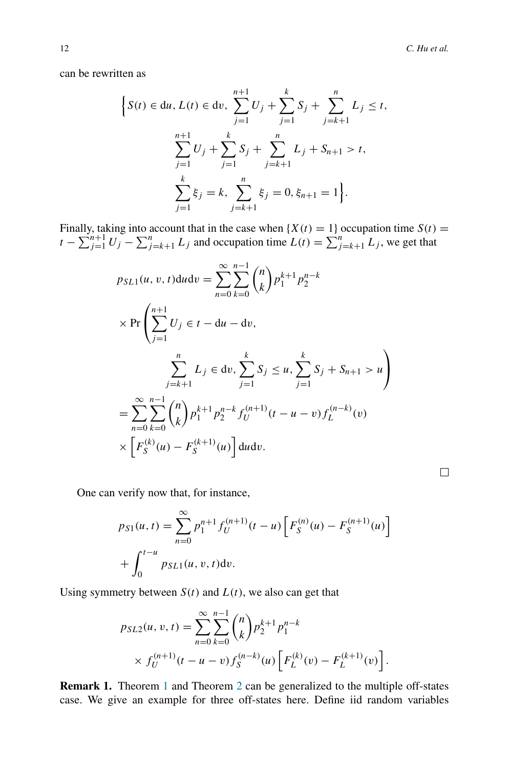can be rewritten as

$$\Big\{S(t) \in \mathrm{d}u,\, L(t) \in \mathrm{d}v,\, \sum_{j=1}^{n+1} U_j + \sum_{j=1}^{k} S_j + \sum_{j=k+1}^{n} L_j \le t,$$

$$\sum_{j=1}^{n+1} U_j + \sum_{j=1}^{k} S_j + \sum_{j=k+1}^{n} L_j + S_{n+1} > t,$$

$$\sum_{j=1}^{k} \xi_j = k,\, \sum_{j=k+1}^{n} \xi_j = 0,\, \xi_{n+1} = 1\Big\}.$$

Finally, taking into account that in the case when $\{X(t) = 1\}$ occupation time $S(t) = t - \sum_{j=1}^{n+1} U_j - \sum_{j=k+1}^{n} L_j$ and occupation time $L(t) = \sum_{j=k+1}^{n} L_j$, we get that

$$p_{SL1}(u, v, t)\mathrm{d}u\mathrm{d}v = \sum_{n=0}^{\infty}\sum_{k=0}^{n-1}\binom{n}{k} p_1^{k+1} p_2^{n-k}$$

$$\times \Pr\left(\sum_{j=1}^{n+1} U_j \in t - \mathrm{d}u - \mathrm{d}v,\right.$$

$$\left.\sum_{j=k+1}^{n} L_j \in \mathrm{d}v,\, \sum_{j=1}^{k} S_j \le u,\, \sum_{j=1}^{k} S_j + S_{n+1} > u\right)$$

$$= \sum_{n=0}^{\infty}\sum_{k=0}^{n-1}\binom{n}{k} p_1^{k+1} p_2^{n-k} f_U^{(n+1)}(t - u - v) f_L^{(n-k)}(v)$$

$$\times \left[F_S^{(k)}(u) - F_S^{(k+1)}(u)\right] \mathrm{d}u\mathrm{d}v.$$

□

One can verify now that, for instance,

$$p_{S1}(u, t) = \sum_{n=0}^{\infty} p_1^{n+1} f_U^{(n+1)}(t - u)\left[F_S^{(n)}(u) - F_S^{(n+1)}(u)\right]$$

$$+ \int_0^{t-u} p_{SL1}(u, v, t)\mathrm{d}v.$$

Using symmetry between $S(t)$ and $L(t)$, we also can get that

$$p_{SL2}(u, v, t) = \sum_{n=0}^{\infty}\sum_{k=0}^{n-1}\binom{n}{k} p_2^{k+1} p_1^{n-k}$$

$$\times f_U^{(n+1)}(t - u - v) f_S^{(n-k)}(u)\left[F_L^{(k)}(v) - F_L^{(k+1)}(v)\right].$$

**Remark 1.** Theorem 1 and Theorem 2 can be generalized to the multiple off-states case. We give an example for three off-states here. Define iid random variables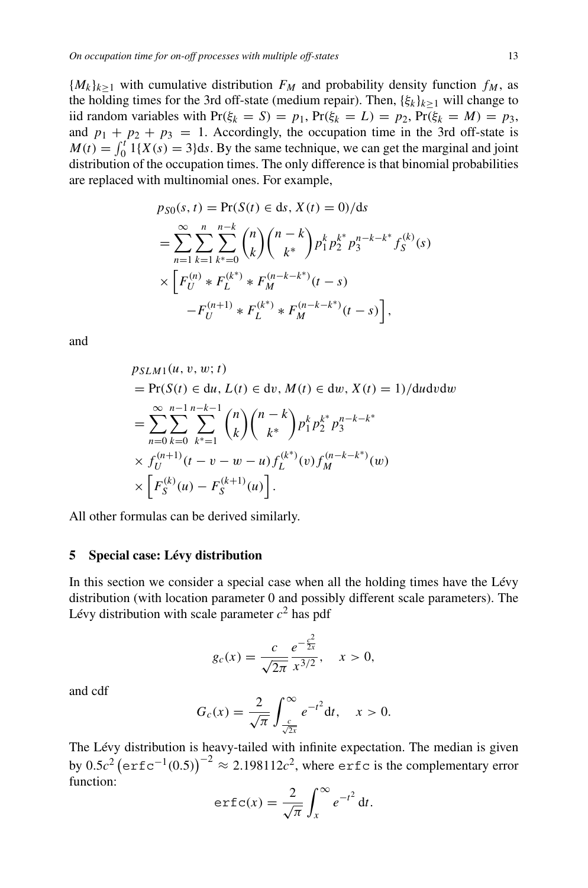$\{M_k\}_{k\geq 1}$ with cumulative distribution $F_M$ and probability density function $f_M$, as the holding times for the 3rd off-state (medium repair). Then, $\{\xi_k\}_{k\geq 1}$ will change to iid random variables with $\Pr(\xi_k = S) = p_1$, $\Pr(\xi_k = L) = p_2$, $\Pr(\xi_k = M) = p_3$, and $p_1 + p_2 + p_3 = 1$. Accordingly, the occupation time in the 3rd off-state is $M(t) = \int_0^t 1\{X(s) = 3\}\mathrm{d}s$. By the same technique, we can get the marginal and joint distribution of the occupation times. The only difference is that binomial probabilities are replaced with multinomial ones. For example,

$$
\begin{aligned}
p_{S0}(s,t) &= \Pr(S(t) \in \mathrm{d}s, X(t) = 0)/\mathrm{d}s \\
&= \sum_{n=1}^{\infty}\sum_{k=1}^{n}\sum_{k^*=0}^{n-k}\binom{n}{k}\binom{n-k}{k^*}p_1^k p_2^{k^*} p_3^{n-k-k^*} f_S^{(k)}(s) \\
&\quad \times \Big[F_U^{(n)} * F_L^{(k^*)} * F_M^{(n-k-k^*)}(t-s) \\
&\qquad - F_U^{(n+1)} * F_L^{(k^*)} * F_M^{(n-k-k^*)}(t-s)\Big],
\end{aligned}
$$

and

$$
\begin{aligned}
&p_{SLM1}(u, v, w; t) \\
&= \Pr(S(t) \in \mathrm{d}u, L(t) \in \mathrm{d}v, M(t) \in \mathrm{d}w, X(t) = 1)/\mathrm{d}u\mathrm{d}v\mathrm{d}w \\
&= \sum_{n=0}^{\infty}\sum_{k=0}^{n-1}\sum_{k^*=1}^{n-k-1}\binom{n}{k}\binom{n-k}{k^*}p_1^k p_2^{k^*} p_3^{n-k-k^*} \\
&\quad \times f_U^{(n+1)}(t-v-w-u) f_L^{(k^*)}(v) f_M^{(n-k-k^*)}(w) \\
&\quad \times \Big[F_S^{(k)}(u) - F_S^{(k+1)}(u)\Big].
\end{aligned}
$$

All other formulas can be derived similarly.

## 5 Special case: Lévy distribution

In this section we consider a special case when all the holding times have the Lévy distribution (with location parameter 0 and possibly different scale parameters). The Lévy distribution with scale parameter $c^2$ has pdf

$$
g_c(x) = \frac{c}{\sqrt{2\pi}}\frac{e^{-\frac{c^2}{2x}}}{x^{3/2}}, \quad x > 0,
$$

and cdf

$$
G_c(x) = \frac{2}{\sqrt{\pi}}\int_{\frac{c}{\sqrt{2x}}}^{\infty} e^{-t^2}\mathrm{d}t, \quad x > 0.
$$

The Lévy distribution is heavy-tailed with infinite expectation. The median is given by $0.5c^2\left(\mathtt{erfc}^{-1}(0.5)\right)^{-2} \approx 2.198112c^2$, where erfc is the complementary error function:

$$
\mathtt{erfc}(x) = \frac{2}{\sqrt{\pi}}\int_x^{\infty} e^{-t^2}\,\mathrm{d}t.
$$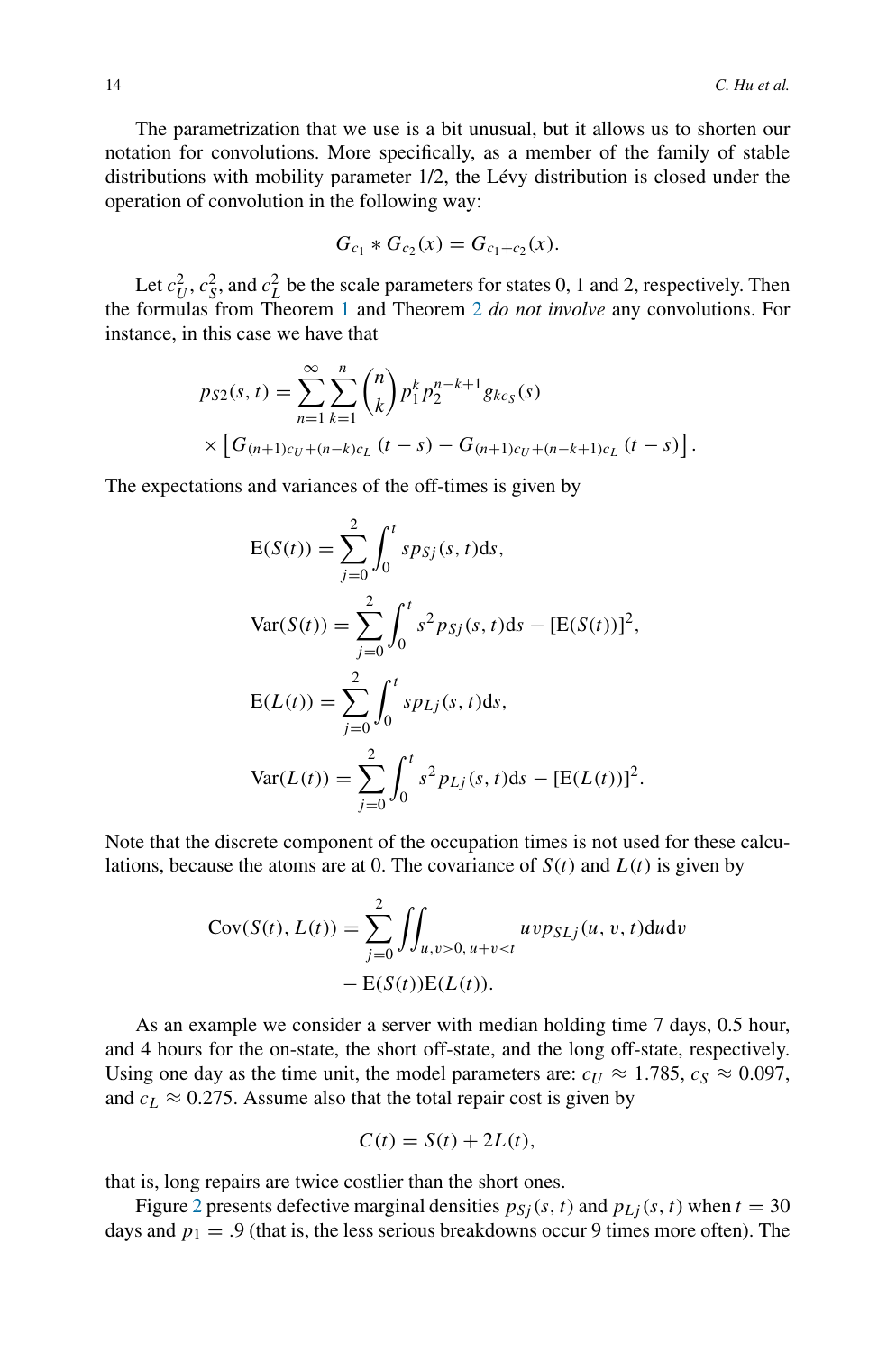The parametrization that we use is a bit unusual, but it allows us to shorten our notation for convolutions. More specifically, as a member of the family of stable distributions with mobility parameter 1/2, the Lévy distribution is closed under the operation of convolution in the following way:

$$G_{c_1} * G_{c_2}(x) = G_{c_1+c_2}(x).$$

Let $c_U^2$, $c_S^2$, and $c_L^2$ be the scale parameters for states 0, 1 and 2, respectively. Then the formulas from Theorem 1 and Theorem 2 *do not involve* any convolutions. For instance, in this case we have that

$$p_{S2}(s,t) = \sum_{n=1}^{\infty}\sum_{k=1}^{n}\binom{n}{k}p_1^k p_2^{n-k+1} g_{kc_S}(s)$$
$$\times \left[G_{(n+1)c_U+(n-k)c_L}(t-s) - G_{(n+1)c_U+(n-k+1)c_L}(t-s)\right].$$

The expectations and variances of the off-times is given by

$$\mathrm{E}(S(t)) = \sum_{j=0}^{2}\int_0^t s p_{Sj}(s,t)\mathrm{d}s,$$

$$\mathrm{Var}(S(t)) = \sum_{j=0}^{2}\int_0^t s^2 p_{Sj}(s,t)\mathrm{d}s - [\mathrm{E}(S(t))]^2,$$

$$\mathrm{E}(L(t)) = \sum_{j=0}^{2}\int_0^t s p_{Lj}(s,t)\mathrm{d}s,$$

$$\mathrm{Var}(L(t)) = \sum_{j=0}^{2}\int_0^t s^2 p_{Lj}(s,t)\mathrm{d}s - [\mathrm{E}(L(t))]^2.$$

Note that the discrete component of the occupation times is not used for these calculations, because the atoms are at 0. The covariance of $S(t)$ and $L(t)$ is given by

$$\mathrm{Cov}(S(t), L(t)) = \sum_{j=0}^{2}\iint_{u,v>0,\, u+v<t} uv p_{SLj}(u,v,t)\mathrm{d}u\mathrm{d}v$$
$$- \mathrm{E}(S(t))\mathrm{E}(L(t)).$$

As an example we consider a server with median holding time 7 days, 0.5 hour, and 4 hours for the on-state, the short off-state, and the long off-state, respectively. Using one day as the time unit, the model parameters are: $c_U \approx 1.785$, $c_S \approx 0.097$, and $c_L \approx 0.275$. Assume also that the total repair cost is given by

$$C(t) = S(t) + 2L(t),$$

that is, long repairs are twice costlier than the short ones.

Figure 2 presents defective marginal densities $p_{Sj}(s,t)$ and $p_{Lj}(s,t)$ when $t = 30$ days and $p_1 = .9$ (that is, the less serious breakdowns occur 9 times more often). The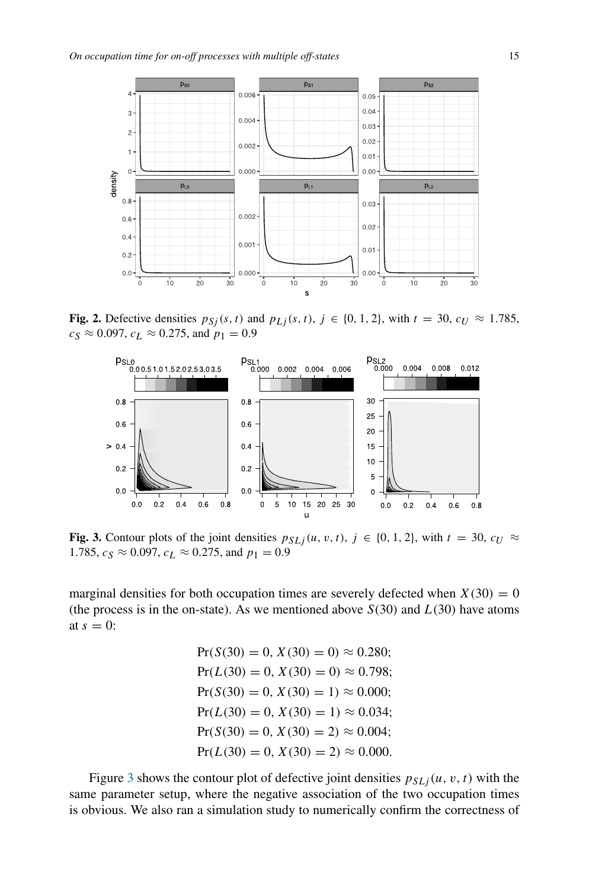**Fig. 2.** Defective densities $p_{Sj}(s,t)$ and $p_{Lj}(s,t)$, $j \in \{0,1,2\}$, with $t = 30$, $c_U \approx 1.785$, $c_S \approx 0.097$, $c_L \approx 0.275$, and $p_1 = 0.9$

**Fig. 3.** Contour plots of the joint densities $p_{SLj}(u,v,t)$, $j \in \{0,1,2\}$, with $t = 30$, $c_U \approx 1.785$, $c_S \approx 0.097$, $c_L \approx 0.275$, and $p_1 = 0.9$

marginal densities for both occupation times are severely defected when $X(30) = 0$ (the process is in the on-state). As we mentioned above $S(30)$ and $L(30)$ have atoms at $s = 0$:

$$\Pr(S(30) = 0, X(30) = 0) \approx 0.280;$$
$$\Pr(L(30) = 0, X(30) = 0) \approx 0.798;$$
$$\Pr(S(30) = 0, X(30) = 1) \approx 0.000;$$
$$\Pr(L(30) = 0, X(30) = 1) \approx 0.034;$$
$$\Pr(S(30) = 0, X(30) = 2) \approx 0.004;$$
$$\Pr(L(30) = 0, X(30) = 2) \approx 0.000.$$

Figure 3 shows the contour plot of defective joint densities $p_{SLj}(u,v,t)$ with the same parameter setup, where the negative association of the two occupation times is obvious. We also ran a simulation study to numerically confirm the correctness of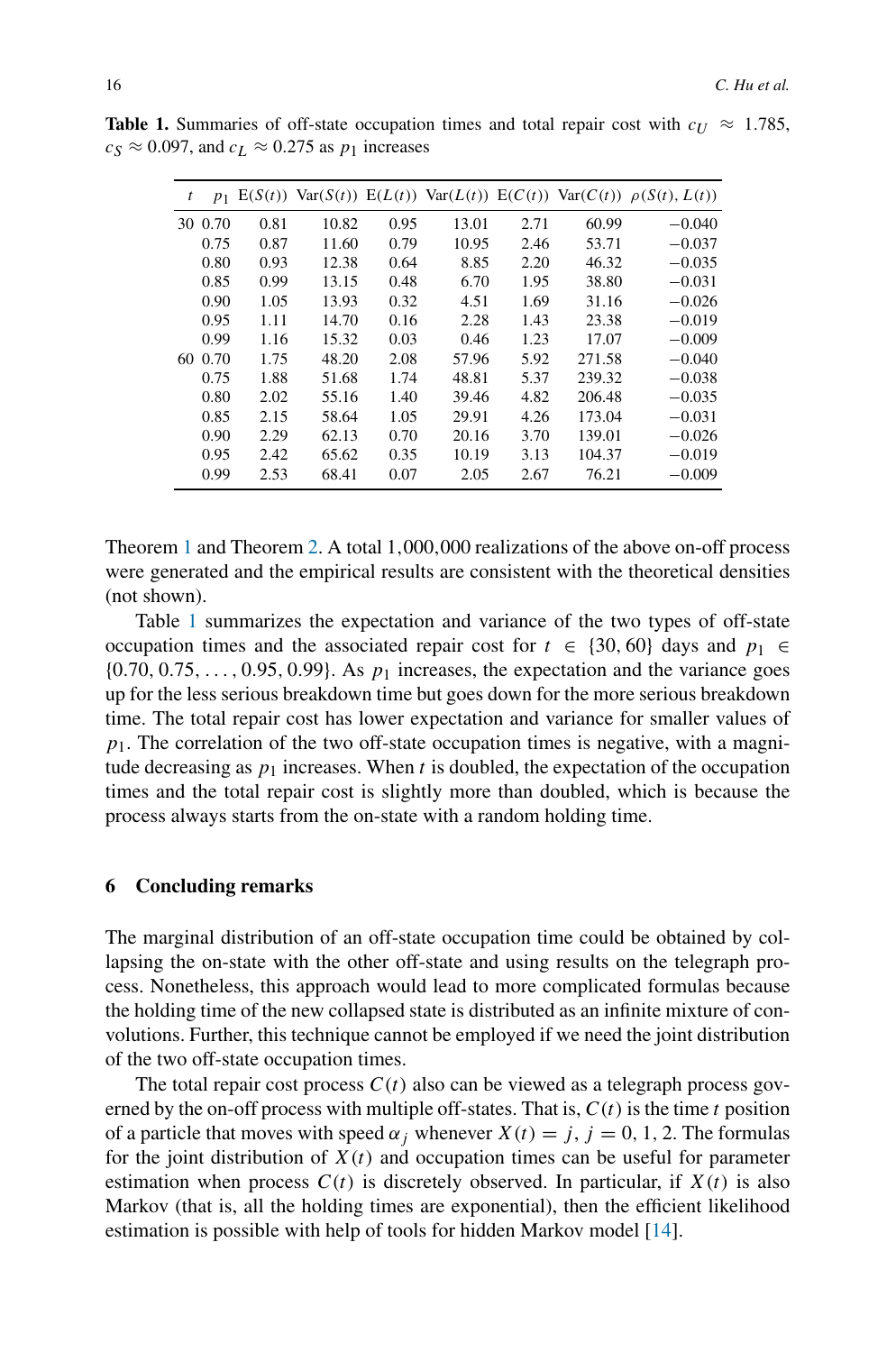**Table 1.** Summaries of off-state occupation times and total repair cost with $c_U \approx 1.785$, $c_S \approx 0.097$, and $c_L \approx 0.275$ as $p_1$ increases

| $t$ | $p_1$ | $\mathrm{E}(S(t))$ | $\mathrm{Var}(S(t))$ | $\mathrm{E}(L(t))$ | $\mathrm{Var}(L(t))$ | $\mathrm{E}(C(t))$ | $\mathrm{Var}(C(t))$ | $\rho(S(t), L(t))$ |
|---|---|---|---|---|---|---|---|---|
| 30 | 0.70 | 0.81 | 10.82 | 0.95 | 13.01 | 2.71 | 60.99 | −0.040 |
| | 0.75 | 0.87 | 11.60 | 0.79 | 10.95 | 2.46 | 53.71 | −0.037 |
| | 0.80 | 0.93 | 12.38 | 0.64 | 8.85 | 2.20 | 46.32 | −0.035 |
| | 0.85 | 0.99 | 13.15 | 0.48 | 6.70 | 1.95 | 38.80 | −0.031 |
| | 0.90 | 1.05 | 13.93 | 0.32 | 4.51 | 1.69 | 31.16 | −0.026 |
| | 0.95 | 1.11 | 14.70 | 0.16 | 2.28 | 1.43 | 23.38 | −0.019 |
| | 0.99 | 1.16 | 15.32 | 0.03 | 0.46 | 1.23 | 17.07 | −0.009 |
| 60 | 0.70 | 1.75 | 48.20 | 2.08 | 57.96 | 5.92 | 271.58 | −0.040 |
| | 0.75 | 1.88 | 51.68 | 1.74 | 48.81 | 5.37 | 239.32 | −0.038 |
| | 0.80 | 2.02 | 55.16 | 1.40 | 39.46 | 4.82 | 206.48 | −0.035 |
| | 0.85 | 2.15 | 58.64 | 1.05 | 29.91 | 4.26 | 173.04 | −0.031 |
| | 0.90 | 2.29 | 62.13 | 0.70 | 20.16 | 3.70 | 139.01 | −0.026 |
| | 0.95 | 2.42 | 65.62 | 0.35 | 10.19 | 3.13 | 104.37 | −0.019 |
| | 0.99 | 2.53 | 68.41 | 0.07 | 2.05 | 2.67 | 76.21 | −0.009 |

Theorem 1 and Theorem 2. A total 1,000,000 realizations of the above on-off process were generated and the empirical results are consistent with the theoretical densities (not shown).

Table 1 summarizes the expectation and variance of the two types of off-state occupation times and the associated repair cost for $t \in \{30, 60\}$ days and $p_1 \in \{0.70, 0.75, \ldots, 0.95, 0.99\}$. As $p_1$ increases, the expectation and the variance goes up for the less serious breakdown time but goes down for the more serious breakdown time. The total repair cost has lower expectation and variance for smaller values of $p_1$. The correlation of the two off-state occupation times is negative, with a magnitude decreasing as $p_1$ increases. When $t$ is doubled, the expectation of the occupation times and the total repair cost is slightly more than doubled, which is because the process always starts from the on-state with a random holding time.

## 6 Concluding remarks

The marginal distribution of an off-state occupation time could be obtained by collapsing the on-state with the other off-state and using results on the telegraph process. Nonetheless, this approach would lead to more complicated formulas because the holding time of the new collapsed state is distributed as an infinite mixture of convolutions. Further, this technique cannot be employed if we need the joint distribution of the two off-state occupation times.

The total repair cost process $C(t)$ also can be viewed as a telegraph process governed by the on-off process with multiple off-states. That is, $C(t)$ is the time $t$ position of a particle that moves with speed $\alpha_j$ whenever $X(t) = j$, $j = 0, 1, 2$. The formulas for the joint distribution of $X(t)$ and occupation times can be useful for parameter estimation when process $C(t)$ is discretely observed. In particular, if $X(t)$ is also Markov (that is, all the holding times are exponential), then the efficient likelihood estimation is possible with help of tools for hidden Markov model [14].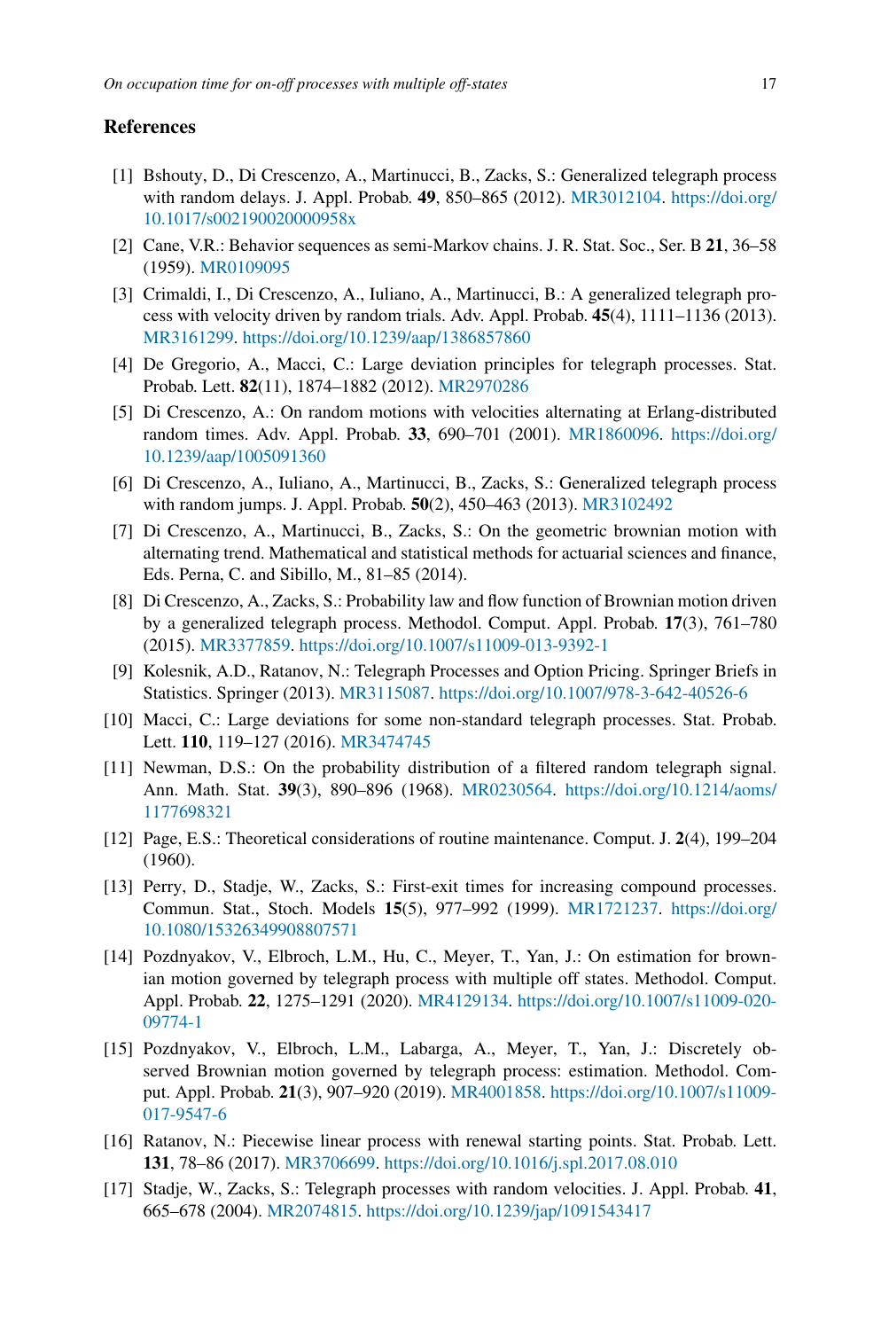## References

[1] Bshouty, D., Di Crescenzo, A., Martinucci, B., Zacks, S.: Generalized telegraph process with random delays. J. Appl. Probab. **49**, 850–865 (2012). MR3012104. https://doi.org/10.1017/s002190020000958x

[2] Cane, V.R.: Behavior sequences as semi-Markov chains. J. R. Stat. Soc., Ser. B **21**, 36–58 (1959). MR0109095

[3] Crimaldi, I., Di Crescenzo, A., Iuliano, A., Martinucci, B.: A generalized telegraph process with velocity driven by random trials. Adv. Appl. Probab. **45**(4), 1111–1136 (2013). MR3161299. https://doi.org/10.1239/aap/1386857860

[4] De Gregorio, A., Macci, C.: Large deviation principles for telegraph processes. Stat. Probab. Lett. **82**(11), 1874–1882 (2012). MR2970286

[5] Di Crescenzo, A.: On random motions with velocities alternating at Erlang-distributed random times. Adv. Appl. Probab. **33**, 690–701 (2001). MR1860096. https://doi.org/10.1239/aap/1005091360

[6] Di Crescenzo, A., Iuliano, A., Martinucci, B., Zacks, S.: Generalized telegraph process with random jumps. J. Appl. Probab. **50**(2), 450–463 (2013). MR3102492

[7] Di Crescenzo, A., Martinucci, B., Zacks, S.: On the geometric brownian motion with alternating trend. Mathematical and statistical methods for actuarial sciences and finance, Eds. Perna, C. and Sibillo, M., 81–85 (2014).

[8] Di Crescenzo, A., Zacks, S.: Probability law and flow function of Brownian motion driven by a generalized telegraph process. Methodol. Comput. Appl. Probab. **17**(3), 761–780 (2015). MR3377859. https://doi.org/10.1007/s11009-013-9392-1

[9] Kolesnik, A.D., Ratanov, N.: Telegraph Processes and Option Pricing. Springer Briefs in Statistics. Springer (2013). MR3115087. https://doi.org/10.1007/978-3-642-40526-6

[10] Macci, C.: Large deviations for some non-standard telegraph processes. Stat. Probab. Lett. **110**, 119–127 (2016). MR3474745

[11] Newman, D.S.: On the probability distribution of a filtered random telegraph signal. Ann. Math. Stat. **39**(3), 890–896 (1968). MR0230564. https://doi.org/10.1214/aoms/1177698321

[12] Page, E.S.: Theoretical considerations of routine maintenance. Comput. J. **2**(4), 199–204 (1960).

[13] Perry, D., Stadje, W., Zacks, S.: First-exit times for increasing compound processes. Commun. Stat., Stoch. Models **15**(5), 977–992 (1999). MR1721237. https://doi.org/10.1080/15326349908807571

[14] Pozdnyakov, V., Elbroch, L.M., Hu, C., Meyer, T., Yan, J.: On estimation for brownian motion governed by telegraph process with multiple off states. Methodol. Comput. Appl. Probab. **22**, 1275–1291 (2020). MR4129134. https://doi.org/10.1007/s11009-020-09774-1

[15] Pozdnyakov, V., Elbroch, L.M., Labarga, A., Meyer, T., Yan, J.: Discretely observed Brownian motion governed by telegraph process: estimation. Methodol. Comput. Appl. Probab. **21**(3), 907–920 (2019). MR4001858. https://doi.org/10.1007/s11009-017-9547-6

[16] Ratanov, N.: Piecewise linear process with renewal starting points. Stat. Probab. Lett. **131**, 78–86 (2017). MR3706699. https://doi.org/10.1016/j.spl.2017.08.010

[17] Stadje, W., Zacks, S.: Telegraph processes with random velocities. J. Appl. Probab. **41**, 665–678 (2004). MR2074815. https://doi.org/10.1239/jap/1091543417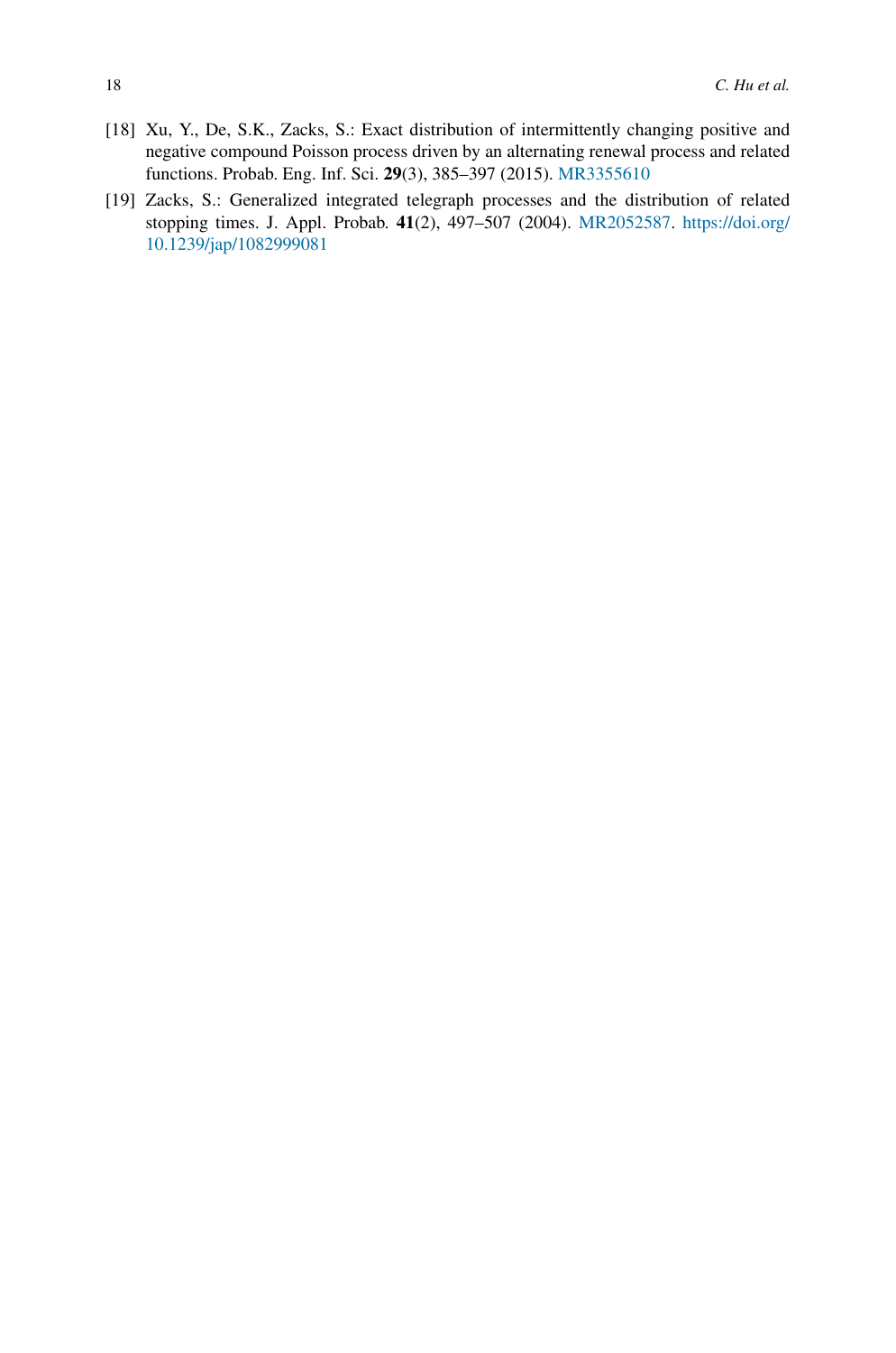[18] Xu, Y., De, S.K., Zacks, S.: Exact distribution of intermittently changing positive and negative compound Poisson process driven by an alternating renewal process and related functions. Probab. Eng. Inf. Sci. **29**(3), 385–397 (2015). MR3355610

[19] Zacks, S.: Generalized integrated telegraph processes and the distribution of related stopping times. J. Appl. Probab. **41**(2), 497–507 (2004). MR2052587. https://doi.org/10.1239/jap/1082999081